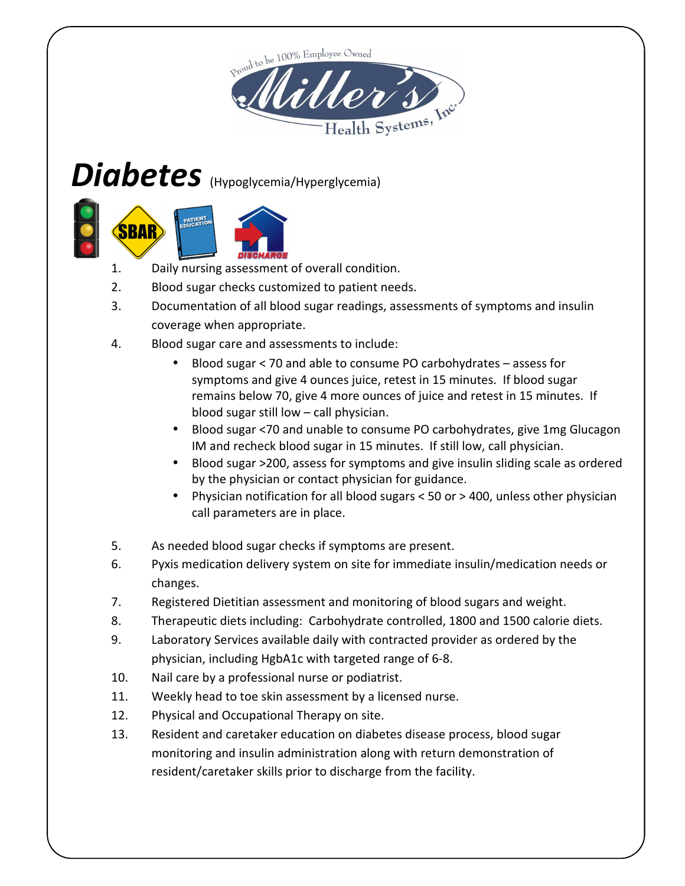Proud to be 100% Employee Owned

Miller's Health Systems, Inc.

# *Diabetes* (Hypoglycemia/Hyperglycemia)

1. Daily nursing assessment of overall condition.
2. Blood sugar checks customized to patient needs.
3. Documentation of all blood sugar readings, assessments of symptoms and insulin coverage when appropriate.
4. Blood sugar care and assessments to include:
   - Blood sugar < 70 and able to consume PO carbohydrates – assess for symptoms and give 4 ounces juice, retest in 15 minutes. If blood sugar remains below 70, give 4 more ounces of juice and retest in 15 minutes. If blood sugar still low – call physician.
   - Blood sugar <70 and unable to consume PO carbohydrates, give 1mg Glucagon IM and recheck blood sugar in 15 minutes. If still low, call physician.
   - Blood sugar >200, assess for symptoms and give insulin sliding scale as ordered by the physician or contact physician for guidance.
   - Physician notification for all blood sugars < 50 or > 400, unless other physician call parameters are in place.
5. As needed blood sugar checks if symptoms are present.
6. Pyxis medication delivery system on site for immediate insulin/medication needs or changes.
7. Registered Dietitian assessment and monitoring of blood sugars and weight.
8. Therapeutic diets including: Carbohydrate controlled, 1800 and 1500 calorie diets.
9. Laboratory Services available daily with contracted provider as ordered by the physician, including HgbA1c with targeted range of 6-8.
10. Nail care by a professional nurse or podiatrist.
11. Weekly head to toe skin assessment by a licensed nurse.
12. Physical and Occupational Therapy on site.
13. Resident and caretaker education on diabetes disease process, blood sugar monitoring and insulin administration along with return demonstration of resident/caretaker skills prior to discharge from the facility.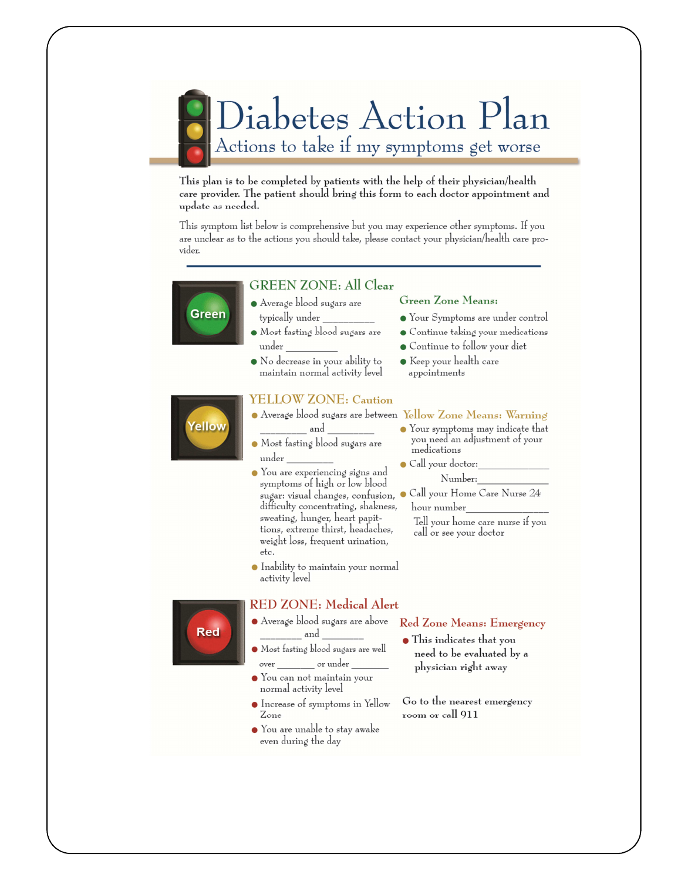# Diabetes Action Plan

## Actions to take if my symptoms get worse

**This plan is to be completed by patients with the help of their physician/health care provider. The patient should bring this form to each doctor appointment and update as needed.**

This symptom list below is comprehensive but you may experience other symptoms. If you are unclear as to the actions you should take, please contact your physician/health care provider.

---

Green

## GREEN ZONE: All Clear

- Average blood sugars are typically under __________
- Most fasting blood sugars are under __________
- No decrease in your ability to maintain normal activity level

### Green Zone Means:

- Your Symptoms are under control
- Continue taking your medications
- Continue to follow your diet
- Keep your health care appointments

Yellow

## YELLOW ZONE: Caution

- Average blood sugars are between _________ and _________
- Most fasting blood sugars are under _________
- You are experiencing signs and symptoms of high or low blood sugar: visual changes, confusion, difficulty concentrating, shakness, sweating, hunger, heart papit-tions, extreme thirst, headaches, weight loss, frequent urination, etc.
- Inability to maintain your normal activity level

### Yellow Zone Means: Warning

- Your symptoms may indicate that you need an adjustment of your medications
- Call your doctor:______________

  Number:______________
- Call your Home Care Nurse 24 hour number______________

  Tell your home care nurse if you call or see your doctor

Red

## RED ZONE: Medical Alert

- Average blood sugars are above ________ and ________
- Most fasting blood sugars are well over _______ or under _______
- You can not maintain your normal activity level
- Increase of symptoms in Yellow Zone
- You are unable to stay awake even during the day

### Red Zone Means: Emergency

- This indicates that you need to be evaluated by a physician right away

Go to the nearest emergency room or call 911